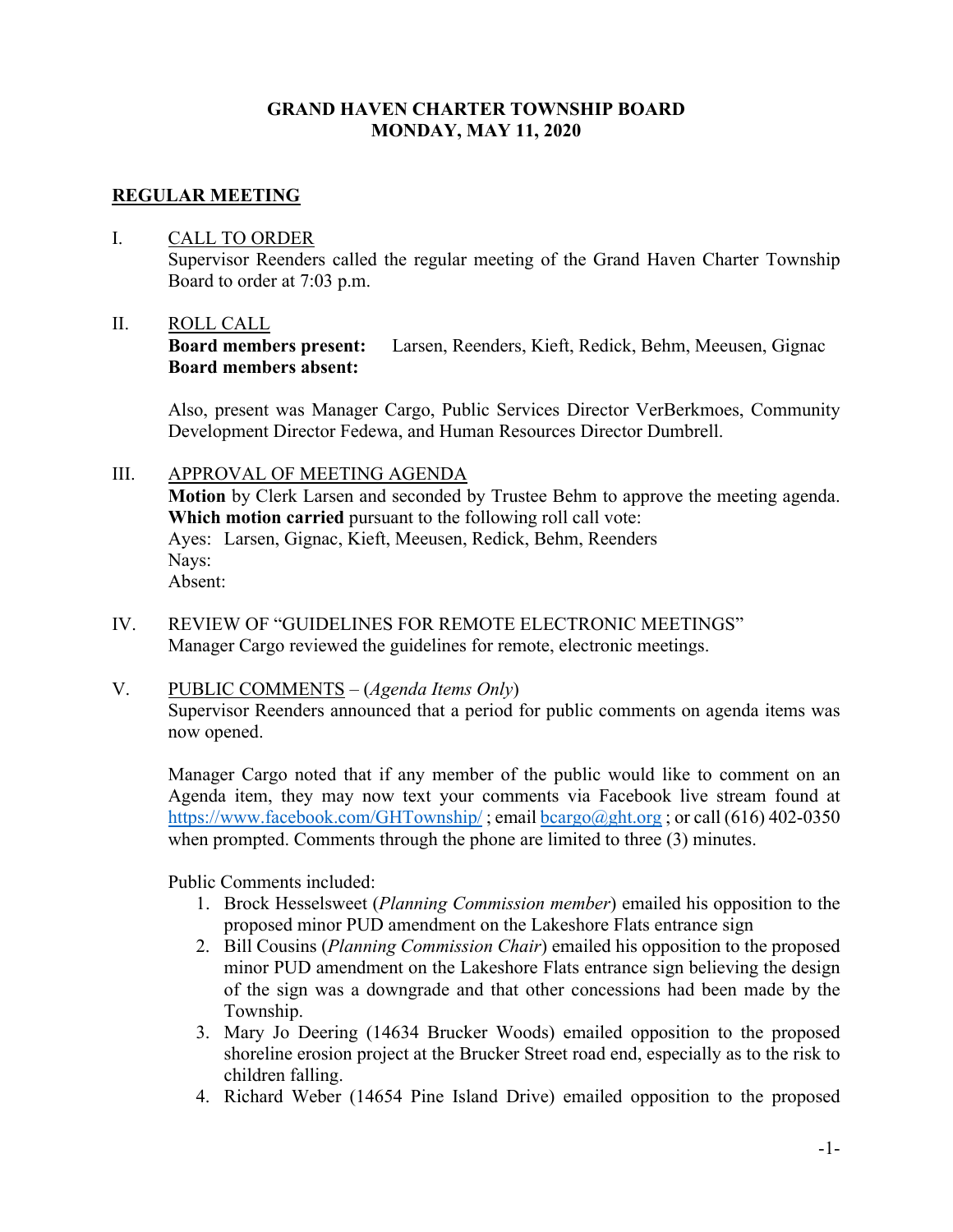**GRAND HAVEN CHARTER TOWNSHIP BOARD**
**MONDAY, MAY 11, 2020**

## REGULAR MEETING

I. CALL TO ORDER
Supervisor Reenders called the regular meeting of the Grand Haven Charter Township Board to order at 7:03 p.m.

II. ROLL CALL
**Board members present:** Larsen, Reenders, Kieft, Redick, Behm, Meeusen, Gignac
**Board members absent:**

Also, present was Manager Cargo, Public Services Director VerBerkmoes, Community Development Director Fedewa, and Human Resources Director Dumbrell.

III. APPROVAL OF MEETING AGENDA
**Motion** by Clerk Larsen and seconded by Trustee Behm to approve the meeting agenda. **Which motion carried** pursuant to the following roll call vote:
Ayes: Larsen, Gignac, Kieft, Meeusen, Redick, Behm, Reenders
Nays:
Absent:

IV. REVIEW OF "GUIDELINES FOR REMOTE ELECTRONIC MEETINGS"
Manager Cargo reviewed the guidelines for remote, electronic meetings.

V. PUBLIC COMMENTS – (*Agenda Items Only*)
Supervisor Reenders announced that a period for public comments on agenda items was now opened.

Manager Cargo noted that if any member of the public would like to comment on an Agenda item, they may now text your comments via Facebook live stream found at https://www.facebook.com/GHTownship/ ; email bcargo@ght.org ; or call (616) 402-0350 when prompted. Comments through the phone are limited to three (3) minutes.

Public Comments included:

1. Brock Hesselsweet (*Planning Commission member*) emailed his opposition to the proposed minor PUD amendment on the Lakeshore Flats entrance sign
2. Bill Cousins (*Planning Commission Chair*) emailed his opposition to the proposed minor PUD amendment on the Lakeshore Flats entrance sign believing the design of the sign was a downgrade and that other concessions had been made by the Township.
3. Mary Jo Deering (14634 Brucker Woods) emailed opposition to the proposed shoreline erosion project at the Brucker Street road end, especially as to the risk to children falling.
4. Richard Weber (14654 Pine Island Drive) emailed opposition to the proposed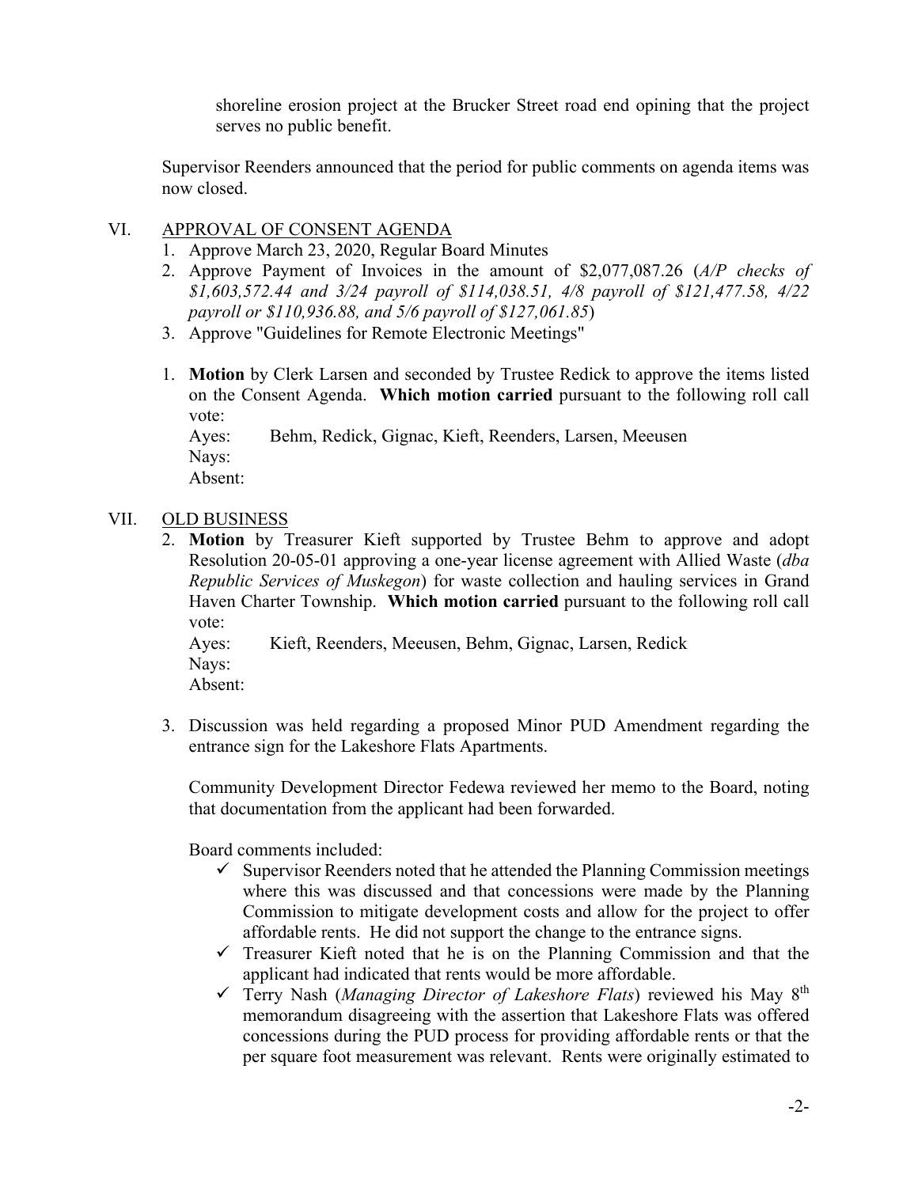shoreline erosion project at the Brucker Street road end opining that the project serves no public benefit.

Supervisor Reenders announced that the period for public comments on agenda items was now closed.

VI. APPROVAL OF CONSENT AGENDA

1. Approve March 23, 2020, Regular Board Minutes
2. Approve Payment of Invoices in the amount of $2,077,087.26 (*A/P checks of $1,603,572.44 and 3/24 payroll of $114,038.51, 4/8 payroll of $121,477.58, 4/22 payroll or $110,936.88, and 5/6 payroll of $127,061.85*)
3. Approve "Guidelines for Remote Electronic Meetings"

1. **Motion** by Clerk Larsen and seconded by Trustee Redick to approve the items listed on the Consent Agenda. **Which motion carried** pursuant to the following roll call vote:
   Ayes: Behm, Redick, Gignac, Kieft, Reenders, Larsen, Meeusen
   Nays:
   Absent:

VII. OLD BUSINESS

2. **Motion** by Treasurer Kieft supported by Trustee Behm to approve and adopt Resolution 20-05-01 approving a one-year license agreement with Allied Waste (*dba Republic Services of Muskegon*) for waste collection and hauling services in Grand Haven Charter Township. **Which motion carried** pursuant to the following roll call vote:
   Ayes: Kieft, Reenders, Meeusen, Behm, Gignac, Larsen, Redick
   Nays:
   Absent:

3. Discussion was held regarding a proposed Minor PUD Amendment regarding the entrance sign for the Lakeshore Flats Apartments.

   Community Development Director Fedewa reviewed her memo to the Board, noting that documentation from the applicant had been forwarded.

   Board comments included:

   - ✓ Supervisor Reenders noted that he attended the Planning Commission meetings where this was discussed and that concessions were made by the Planning Commission to mitigate development costs and allow for the project to offer affordable rents. He did not support the change to the entrance signs.
   - ✓ Treasurer Kieft noted that he is on the Planning Commission and that the applicant had indicated that rents would be more affordable.
   - ✓ Terry Nash (*Managing Director of Lakeshore Flats*) reviewed his May 8th memorandum disagreeing with the assertion that Lakeshore Flats was offered concessions during the PUD process for providing affordable rents or that the per square foot measurement was relevant. Rents were originally estimated to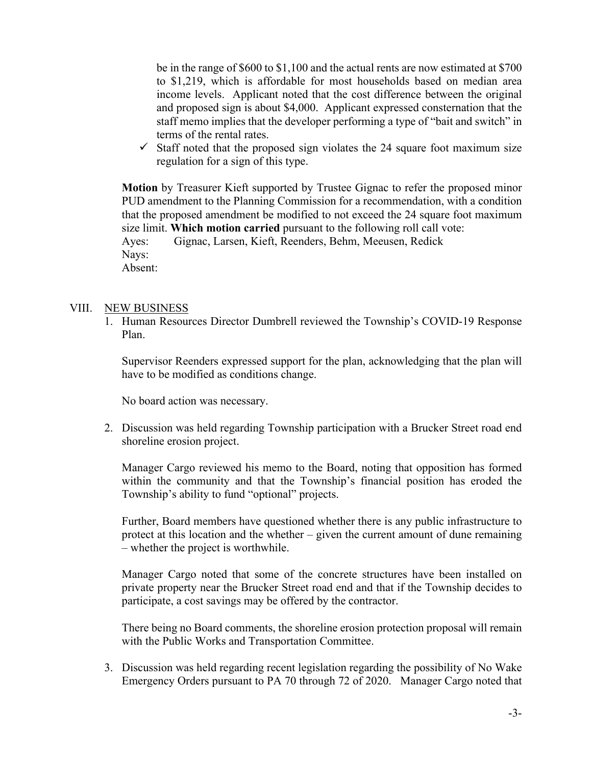be in the range of $600 to $1,100 and the actual rents are now estimated at $700 to $1,219, which is affordable for most households based on median area income levels. Applicant noted that the cost difference between the original and proposed sign is about $4,000. Applicant expressed consternation that the staff memo implies that the developer performing a type of "bait and switch" in terms of the rental rates.

- ✓ Staff noted that the proposed sign violates the 24 square foot maximum size regulation for a sign of this type.

**Motion** by Treasurer Kieft supported by Trustee Gignac to refer the proposed minor PUD amendment to the Planning Commission for a recommendation, with a condition that the proposed amendment be modified to not exceed the 24 square foot maximum size limit. **Which motion carried** pursuant to the following roll call vote:

Ayes: Gignac, Larsen, Kieft, Reenders, Behm, Meeusen, Redick
Nays:
Absent:

## VIII. NEW BUSINESS

1. Human Resources Director Dumbrell reviewed the Township's COVID-19 Response Plan.

   Supervisor Reenders expressed support for the plan, acknowledging that the plan will have to be modified as conditions change.

   No board action was necessary.

2. Discussion was held regarding Township participation with a Brucker Street road end shoreline erosion project.

   Manager Cargo reviewed his memo to the Board, noting that opposition has formed within the community and that the Township's financial position has eroded the Township's ability to fund "optional" projects.

   Further, Board members have questioned whether there is any public infrastructure to protect at this location and the whether – given the current amount of dune remaining – whether the project is worthwhile.

   Manager Cargo noted that some of the concrete structures have been installed on private property near the Brucker Street road end and that if the Township decides to participate, a cost savings may be offered by the contractor.

   There being no Board comments, the shoreline erosion protection proposal will remain with the Public Works and Transportation Committee.

3. Discussion was held regarding recent legislation regarding the possibility of No Wake Emergency Orders pursuant to PA 70 through 72 of 2020. Manager Cargo noted that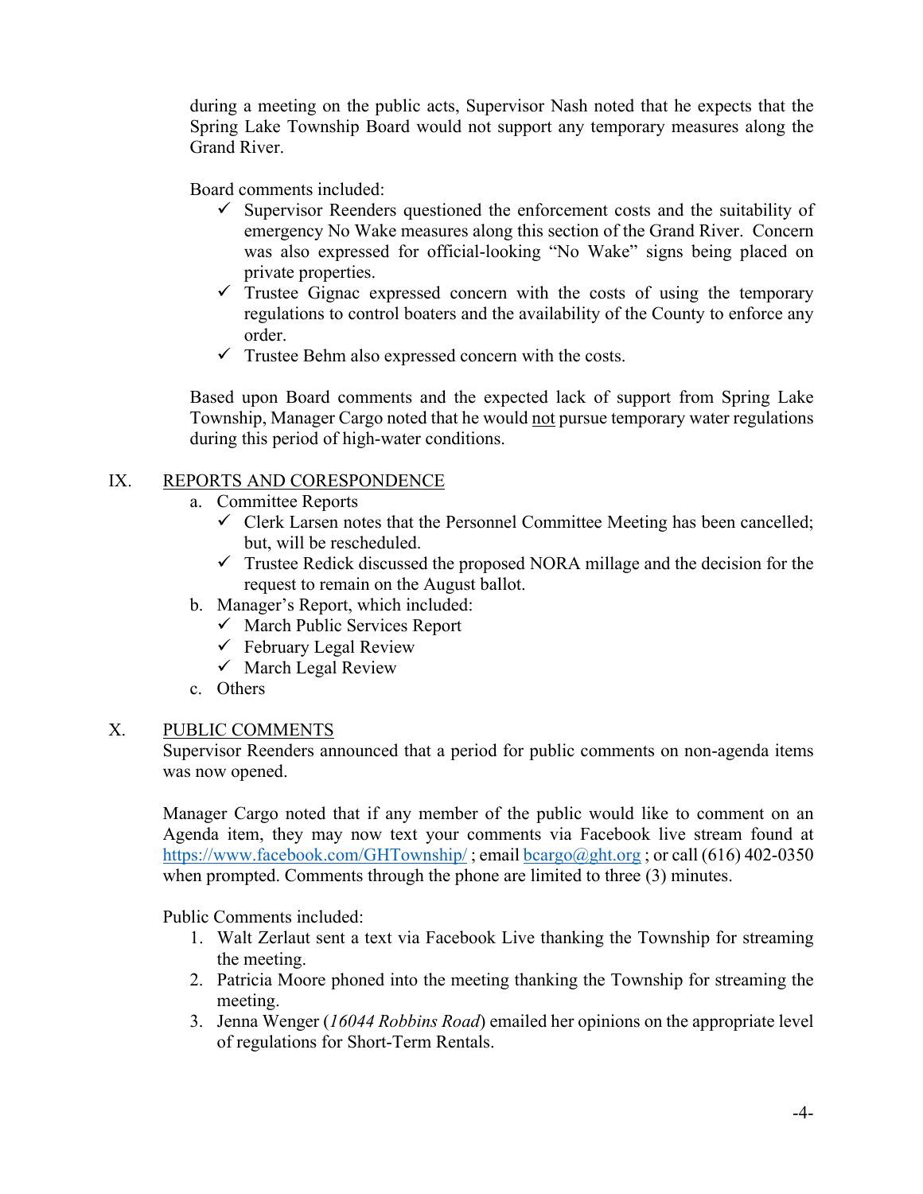during a meeting on the public acts, Supervisor Nash noted that he expects that the Spring Lake Township Board would not support any temporary measures along the Grand River.

Board comments included:

- ✓ Supervisor Reenders questioned the enforcement costs and the suitability of emergency No Wake measures along this section of the Grand River. Concern was also expressed for official-looking "No Wake" signs being placed on private properties.
- ✓ Trustee Gignac expressed concern with the costs of using the temporary regulations to control boaters and the availability of the County to enforce any order.
- ✓ Trustee Behm also expressed concern with the costs.

Based upon Board comments and the expected lack of support from Spring Lake Township, Manager Cargo noted that he would <u>not</u> pursue temporary water regulations during this period of high-water conditions.

## IX. <u>REPORTS AND CORESPONDENCE</u>

a. Committee Reports
   - ✓ Clerk Larsen notes that the Personnel Committee Meeting has been cancelled; but, will be rescheduled.
   - ✓ Trustee Redick discussed the proposed NORA millage and the decision for the request to remain on the August ballot.

b. Manager's Report, which included:
   - ✓ March Public Services Report
   - ✓ February Legal Review
   - ✓ March Legal Review

c. Others

## X. <u>PUBLIC COMMENTS</u>

Supervisor Reenders announced that a period for public comments on non-agenda items was now opened.

Manager Cargo noted that if any member of the public would like to comment on an Agenda item, they may now text your comments via Facebook live stream found at https://www.facebook.com/GHTownship/ ; email bcargo@ght.org ; or call (616) 402-0350 when prompted. Comments through the phone are limited to three (3) minutes.

Public Comments included:

1. Walt Zerlaut sent a text via Facebook Live thanking the Township for streaming the meeting.
2. Patricia Moore phoned into the meeting thanking the Township for streaming the meeting.
3. Jenna Wenger (*16044 Robbins Road*) emailed her opinions on the appropriate level of regulations for Short-Term Rentals.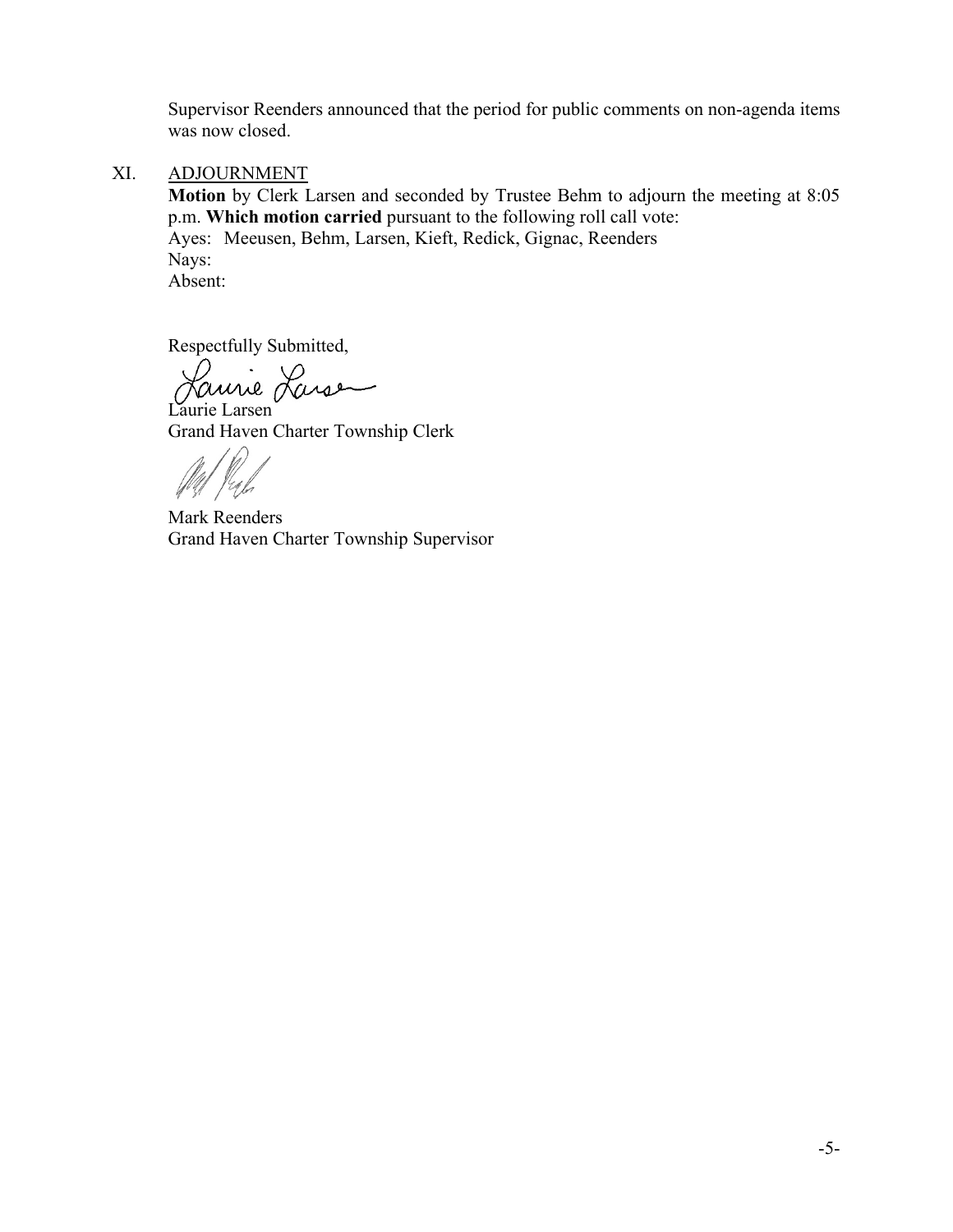Supervisor Reenders announced that the period for public comments on non-agenda items was now closed.

XI. ADJOURNMENT

**Motion** by Clerk Larsen and seconded by Trustee Behm to adjourn the meeting at 8:05 p.m. **Which motion carried** pursuant to the following roll call vote:
Ayes: Meeusen, Behm, Larsen, Kieft, Redick, Gignac, Reenders
Nays:
Absent:

Respectfully Submitted,

Laurie Larsen
Grand Haven Charter Township Clerk

Mark Reenders
Grand Haven Charter Township Supervisor